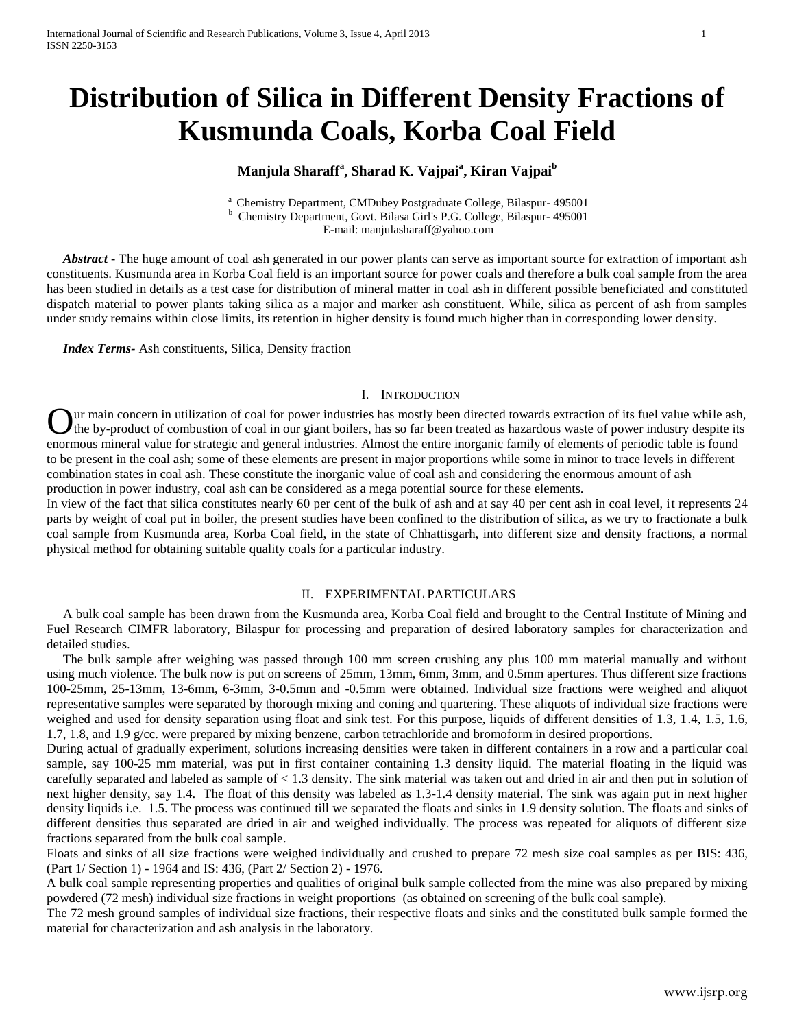# Distribution of Silica in Different Density Fractions of Kusmunda Coals, Korba Coal Field

**Manjula Sharaff[a], Sharad K. Vajpai[a], Kiran Vajpai[b]**

[a] Chemistry Department, CMDubey Postgraduate College, Bilaspur- 495001
[b] Chemistry Department, Govt. Bilasa Girl's P.G. College, Bilaspur- 495001
E-mail: manjulasharaff@yahoo.com

***Abstract*** - The huge amount of coal ash generated in our power plants can serve as important source for extraction of important ash constituents. Kusmunda area in Korba Coal field is an important source for power coals and therefore a bulk coal sample from the area has been studied in details as a test case for distribution of mineral matter in coal ash in different possible beneficiated and constituted dispatch material to power plants taking silica as a major and marker ash constituent. While, silica as percent of ash from samples under study remains within close limits, its retention in higher density is found much higher than in corresponding lower density.

***Index Terms*** - Ash constituents, Silica, Density fraction

## I. Introduction

Our main concern in utilization of coal for power industries has mostly been directed towards extraction of its fuel value while ash, the by-product of combustion of coal in our giant boilers, has so far been treated as hazardous waste of power industry despite its enormous mineral value for strategic and general industries. Almost the entire inorganic family of elements of periodic table is found to be present in the coal ash; some of these elements are present in major proportions while some in minor to trace levels in different combination states in coal ash. These constitute the inorganic value of coal ash and considering the enormous amount of ash production in power industry, coal ash can be considered as a mega potential source for these elements.

In view of the fact that silica constitutes nearly 60 per cent of the bulk of ash and at say 40 per cent ash in coal level, it represents 24 parts by weight of coal put in boiler, the present studies have been confined to the distribution of silica, as we try to fractionate a bulk coal sample from Kusmunda area, Korba Coal field, in the state of Chhattisgarh, into different size and density fractions, a normal physical method for obtaining suitable quality coals for a particular industry.

## II. Experimental Particulars

A bulk coal sample has been drawn from the Kusmunda area, Korba Coal field and brought to the Central Institute of Mining and Fuel Research CIMFR laboratory, Bilaspur for processing and preparation of desired laboratory samples for characterization and detailed studies.

The bulk sample after weighing was passed through 100 mm screen crushing any plus 100 mm material manually and without using much violence. The bulk now is put on screens of 25mm, 13mm, 6mm, 3mm, and 0.5mm apertures. Thus different size fractions 100-25mm, 25-13mm, 13-6mm, 6-3mm, 3-0.5mm and -0.5mm were obtained. Individual size fractions were weighed and aliquot representative samples were separated by thorough mixing and coning and quartering. These aliquots of individual size fractions were weighed and used for density separation using float and sink test. For this purpose, liquids of different densities of 1.3, 1.4, 1.5, 1.6, 1.7, 1.8, and 1.9 g/cc. were prepared by mixing benzene, carbon tetrachloride and bromoform in desired proportions.

During actual of gradually experiment, solutions increasing densities were taken in different containers in a row and a particular coal sample, say 100-25 mm material, was put in first container containing 1.3 density liquid. The material floating in the liquid was carefully separated and labeled as sample of < 1.3 density. The sink material was taken out and dried in air and then put in solution of next higher density, say 1.4. The float of this density was labeled as 1.3-1.4 density material. The sink was again put in next higher density liquids i.e. 1.5. The process was continued till we separated the floats and sinks in 1.9 density solution. The floats and sinks of different densities thus separated are dried in air and weighed individually. The process was repeated for aliquots of different size fractions separated from the bulk coal sample.

Floats and sinks of all size fractions were weighed individually and crushed to prepare 72 mesh size coal samples as per BIS: 436, (Part 1/ Section 1) - 1964 and IS: 436, (Part 2/ Section 2) - 1976.

A bulk coal sample representing properties and qualities of original bulk sample collected from the mine was also prepared by mixing powdered (72 mesh) individual size fractions in weight proportions (as obtained on screening of the bulk coal sample).

The 72 mesh ground samples of individual size fractions, their respective floats and sinks and the constituted bulk sample formed the material for characterization and ash analysis in the laboratory.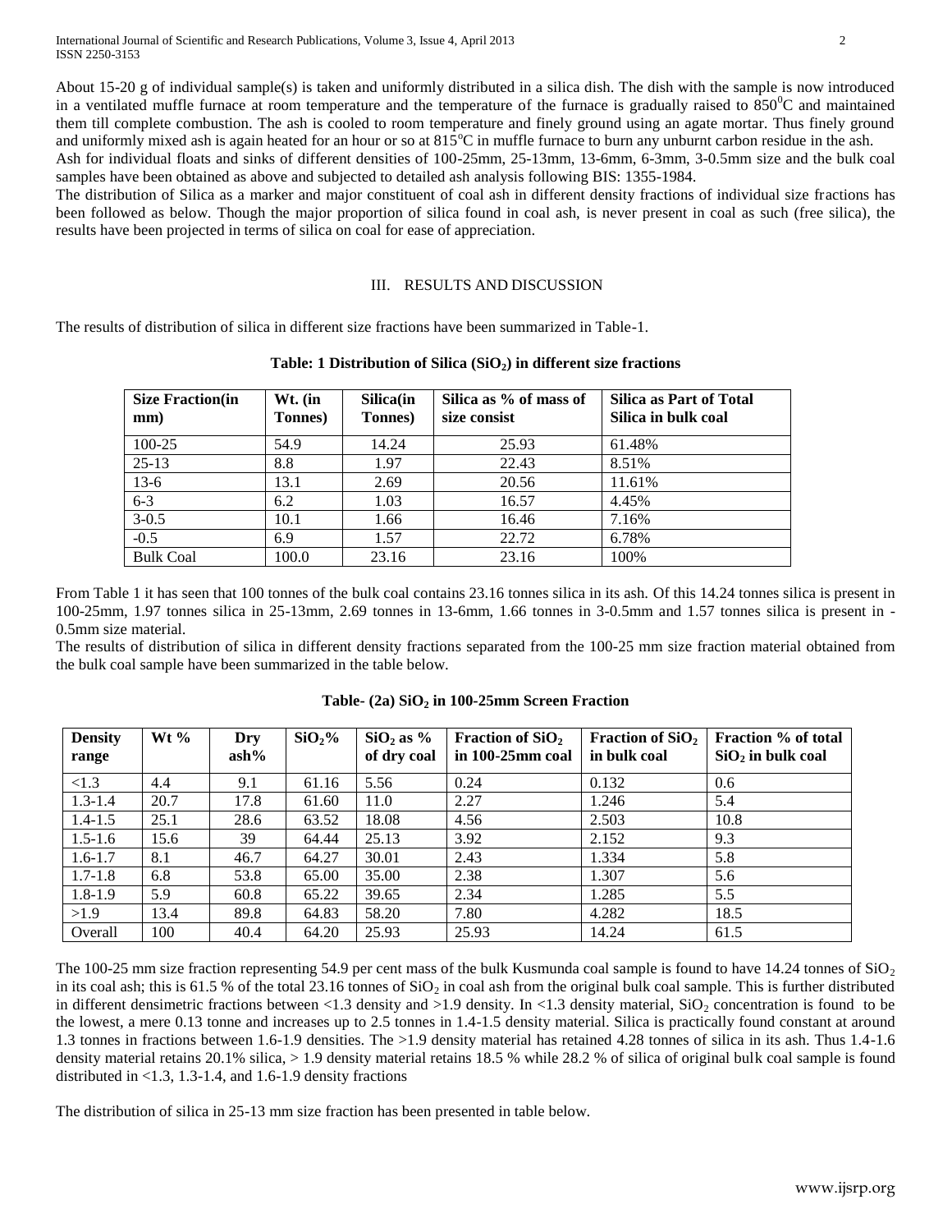About 15-20 g of individual sample(s) is taken and uniformly distributed in a silica dish. The dish with the sample is now introduced in a ventilated muffle furnace at room temperature and the temperature of the furnace is gradually raised to $850^0C$ and maintained them till complete combustion. The ash is cooled to room temperature and finely ground using an agate mortar. Thus finely ground and uniformly mixed ash is again heated for an hour or so at $815^oC$ in muffle furnace to burn any unburnt carbon residue in the ash. Ash for individual floats and sinks of different densities of 100-25mm, 25-13mm, 13-6mm, 6-3mm, 3-0.5mm size and the bulk coal samples have been obtained as above and subjected to detailed ash analysis following BIS: 1355-1984.

The distribution of Silica as a marker and major constituent of coal ash in different density fractions of individual size fractions has been followed as below. Though the major proportion of silica found in coal ash, is never present in coal as such (free silica), the results have been projected in terms of silica on coal for ease of appreciation.

## III. RESULTS AND DISCUSSION

The results of distribution of silica in different size fractions have been summarized in Table-1.

**Table: 1 Distribution of Silica ($SiO_2$) in different size fractions**

| Size Fraction(in mm) | Wt. (in Tonnes) | Silica(in Tonnes) | Silica as % of mass of size consist | Silica as Part of Total Silica in bulk coal |
|---|---|---|---|---|
| 100-25 | 54.9 | 14.24 | 25.93 | 61.48% |
| 25-13 | 8.8 | 1.97 | 22.43 | 8.51% |
| 13-6 | 13.1 | 2.69 | 20.56 | 11.61% |
| 6-3 | 6.2 | 1.03 | 16.57 | 4.45% |
| 3-0.5 | 10.1 | 1.66 | 16.46 | 7.16% |
| -0.5 | 6.9 | 1.57 | 22.72 | 6.78% |
| Bulk Coal | 100.0 | 23.16 | 23.16 | 100% |

From Table 1 it has seen that 100 tonnes of the bulk coal contains 23.16 tonnes silica in its ash. Of this 14.24 tonnes silica is present in 100-25mm, 1.97 tonnes silica in 25-13mm, 2.69 tonnes in 13-6mm, 1.66 tonnes in 3-0.5mm and 1.57 tonnes silica is present in -0.5mm size material.

The results of distribution of silica in different density fractions separated from the 100-25 mm size fraction material obtained from the bulk coal sample have been summarized in the table below.

**Table- (2a) $SiO_2$ in 100-25mm Screen Fraction**

| Density range | Wt % | Dry ash% | $SiO_2$% | $SiO_2$ as % of dry coal | Fraction of $SiO_2$ in 100-25mm coal | Fraction of $SiO_2$ in bulk coal | Fraction % of total $SiO_2$ in bulk coal |
|---|---|---|---|---|---|---|---|
| <1.3 | 4.4 | 9.1 | 61.16 | 5.56 | 0.24 | 0.132 | 0.6 |
| 1.3-1.4 | 20.7 | 17.8 | 61.60 | 11.0 | 2.27 | 1.246 | 5.4 |
| 1.4-1.5 | 25.1 | 28.6 | 63.52 | 18.08 | 4.56 | 2.503 | 10.8 |
| 1.5-1.6 | 15.6 | 39 | 64.44 | 25.13 | 3.92 | 2.152 | 9.3 |
| 1.6-1.7 | 8.1 | 46.7 | 64.27 | 30.01 | 2.43 | 1.334 | 5.8 |
| 1.7-1.8 | 6.8 | 53.8 | 65.00 | 35.00 | 2.38 | 1.307 | 5.6 |
| 1.8-1.9 | 5.9 | 60.8 | 65.22 | 39.65 | 2.34 | 1.285 | 5.5 |
| >1.9 | 13.4 | 89.8 | 64.83 | 58.20 | 7.80 | 4.282 | 18.5 |
| Overall | 100 | 40.4 | 64.20 | 25.93 | 25.93 | 14.24 | 61.5 |

The 100-25 mm size fraction representing 54.9 per cent mass of the bulk Kusmunda coal sample is found to have 14.24 tonnes of $SiO_2$ in its coal ash; this is 61.5 % of the total 23.16 tonnes of $SiO_2$ in coal ash from the original bulk coal sample. This is further distributed in different densimetric fractions between <1.3 density and >1.9 density. In <1.3 density material, $SiO_2$ concentration is found to be the lowest, a mere 0.13 tonne and increases up to 2.5 tonnes in 1.4-1.5 density material. Silica is practically found constant at around 1.3 tonnes in fractions between 1.6-1.9 densities. The >1.9 density material has retained 4.28 tonnes of silica in its ash. Thus 1.4-1.6 density material retains 20.1% silica, > 1.9 density material retains 18.5 % while 28.2 % of silica of original bulk coal sample is found distributed in <1.3, 1.3-1.4, and 1.6-1.9 density fractions

The distribution of silica in 25-13 mm size fraction has been presented in table below.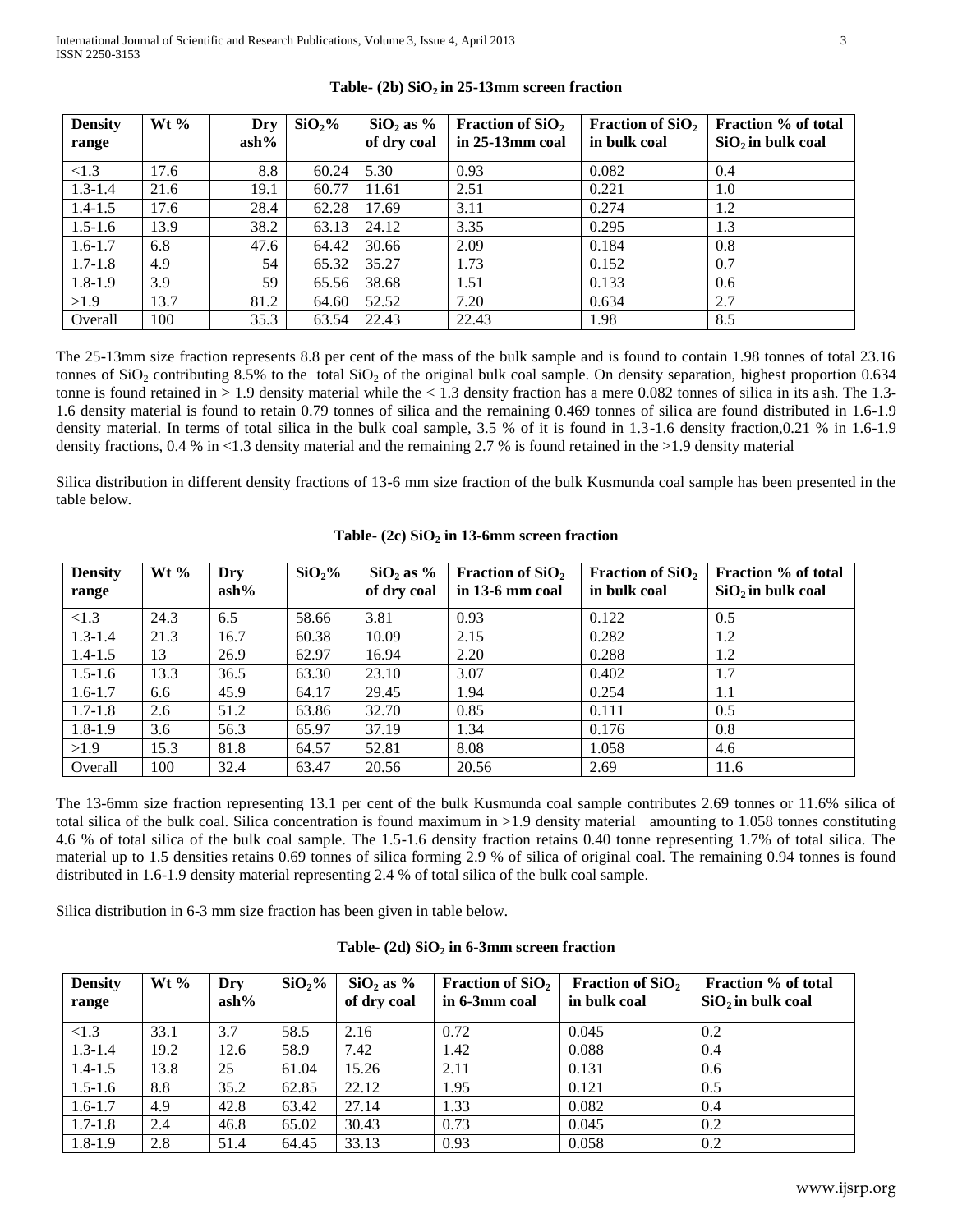**Table- (2b) $SiO_2$ in 25-13mm screen fraction**

| Density range | Wt % | Dry ash% | $SiO_2$% | $SiO_2$ as % of dry coal | Fraction of $SiO_2$ in 25-13mm coal | Fraction of $SiO_2$ in bulk coal | Fraction % of total $SiO_2$ in bulk coal |
|---|---|---|---|---|---|---|---|
| <1.3 | 17.6 | 8.8 | 60.24 | 5.30 | 0.93 | 0.082 | 0.4 |
| 1.3-1.4 | 21.6 | 19.1 | 60.77 | 11.61 | 2.51 | 0.221 | 1.0 |
| 1.4-1.5 | 17.6 | 28.4 | 62.28 | 17.69 | 3.11 | 0.274 | 1.2 |
| 1.5-1.6 | 13.9 | 38.2 | 63.13 | 24.12 | 3.35 | 0.295 | 1.3 |
| 1.6-1.7 | 6.8 | 47.6 | 64.42 | 30.66 | 2.09 | 0.184 | 0.8 |
| 1.7-1.8 | 4.9 | 54 | 65.32 | 35.27 | 1.73 | 0.152 | 0.7 |
| 1.8-1.9 | 3.9 | 59 | 65.56 | 38.68 | 1.51 | 0.133 | 0.6 |
| >1.9 | 13.7 | 81.2 | 64.60 | 52.52 | 7.20 | 0.634 | 2.7 |
| Overall | 100 | 35.3 | 63.54 | 22.43 | 22.43 | 1.98 | 8.5 |

The 25-13mm size fraction represents 8.8 per cent of the mass of the bulk sample and is found to contain 1.98 tonnes of total 23.16 tonnes of $SiO_2$ contributing 8.5% to the total $SiO_2$ of the original bulk coal sample. On density separation, highest proportion 0.634 tonne is found retained in > 1.9 density material while the < 1.3 density fraction has a mere 0.082 tonnes of silica in its ash. The 1.3-1.6 density material is found to retain 0.79 tonnes of silica and the remaining 0.469 tonnes of silica are found distributed in 1.6-1.9 density material. In terms of total silica in the bulk coal sample, 3.5 % of it is found in 1.3-1.6 density fraction,0.21 % in 1.6-1.9 density fractions, 0.4 % in <1.3 density material and the remaining 2.7 % is found retained in the >1.9 density material

Silica distribution in different density fractions of 13-6 mm size fraction of the bulk Kusmunda coal sample has been presented in the table below.

**Table- (2c) $SiO_2$ in 13-6mm screen fraction**

| Density range | Wt % | Dry ash% | $SiO_2$% | $SiO_2$ as % of dry coal | Fraction of $SiO_2$ in 13-6 mm coal | Fraction of $SiO_2$ in bulk coal | Fraction % of total $SiO_2$ in bulk coal |
|---|---|---|---|---|---|---|---|
| <1.3 | 24.3 | 6.5 | 58.66 | 3.81 | 0.93 | 0.122 | 0.5 |
| 1.3-1.4 | 21.3 | 16.7 | 60.38 | 10.09 | 2.15 | 0.282 | 1.2 |
| 1.4-1.5 | 13 | 26.9 | 62.97 | 16.94 | 2.20 | 0.288 | 1.2 |
| 1.5-1.6 | 13.3 | 36.5 | 63.30 | 23.10 | 3.07 | 0.402 | 1.7 |
| 1.6-1.7 | 6.6 | 45.9 | 64.17 | 29.45 | 1.94 | 0.254 | 1.1 |
| 1.7-1.8 | 2.6 | 51.2 | 63.86 | 32.70 | 0.85 | 0.111 | 0.5 |
| 1.8-1.9 | 3.6 | 56.3 | 65.97 | 37.19 | 1.34 | 0.176 | 0.8 |
| >1.9 | 15.3 | 81.8 | 64.57 | 52.81 | 8.08 | 1.058 | 4.6 |
| Overall | 100 | 32.4 | 63.47 | 20.56 | 20.56 | 2.69 | 11.6 |

The 13-6mm size fraction representing 13.1 per cent of the bulk Kusmunda coal sample contributes 2.69 tonnes or 11.6% silica of total silica of the bulk coal. Silica concentration is found maximum in >1.9 density material amounting to 1.058 tonnes constituting 4.6 % of total silica of the bulk coal sample. The 1.5-1.6 density fraction retains 0.40 tonne representing 1.7% of total silica. The material up to 1.5 densities retains 0.69 tonnes of silica forming 2.9 % of silica of original coal. The remaining 0.94 tonnes is found distributed in 1.6-1.9 density material representing 2.4 % of total silica of the bulk coal sample.

Silica distribution in 6-3 mm size fraction has been given in table below.

**Table- (2d) $SiO_2$ in 6-3mm screen fraction**

| Density range | Wt % | Dry ash% | $SiO_2$% | $SiO_2$ as % of dry coal | Fraction of $SiO_2$ in 6-3mm coal | Fraction of $SiO_2$ in bulk coal | Fraction % of total $SiO_2$ in bulk coal |
|---|---|---|---|---|---|---|---|
| <1.3 | 33.1 | 3.7 | 58.5 | 2.16 | 0.72 | 0.045 | 0.2 |
| 1.3-1.4 | 19.2 | 12.6 | 58.9 | 7.42 | 1.42 | 0.088 | 0.4 |
| 1.4-1.5 | 13.8 | 25 | 61.04 | 15.26 | 2.11 | 0.131 | 0.6 |
| 1.5-1.6 | 8.8 | 35.2 | 62.85 | 22.12 | 1.95 | 0.121 | 0.5 |
| 1.6-1.7 | 4.9 | 42.8 | 63.42 | 27.14 | 1.33 | 0.082 | 0.4 |
| 1.7-1.8 | 2.4 | 46.8 | 65.02 | 30.43 | 0.73 | 0.045 | 0.2 |
| 1.8-1.9 | 2.8 | 51.4 | 64.45 | 33.13 | 0.93 | 0.058 | 0.2 |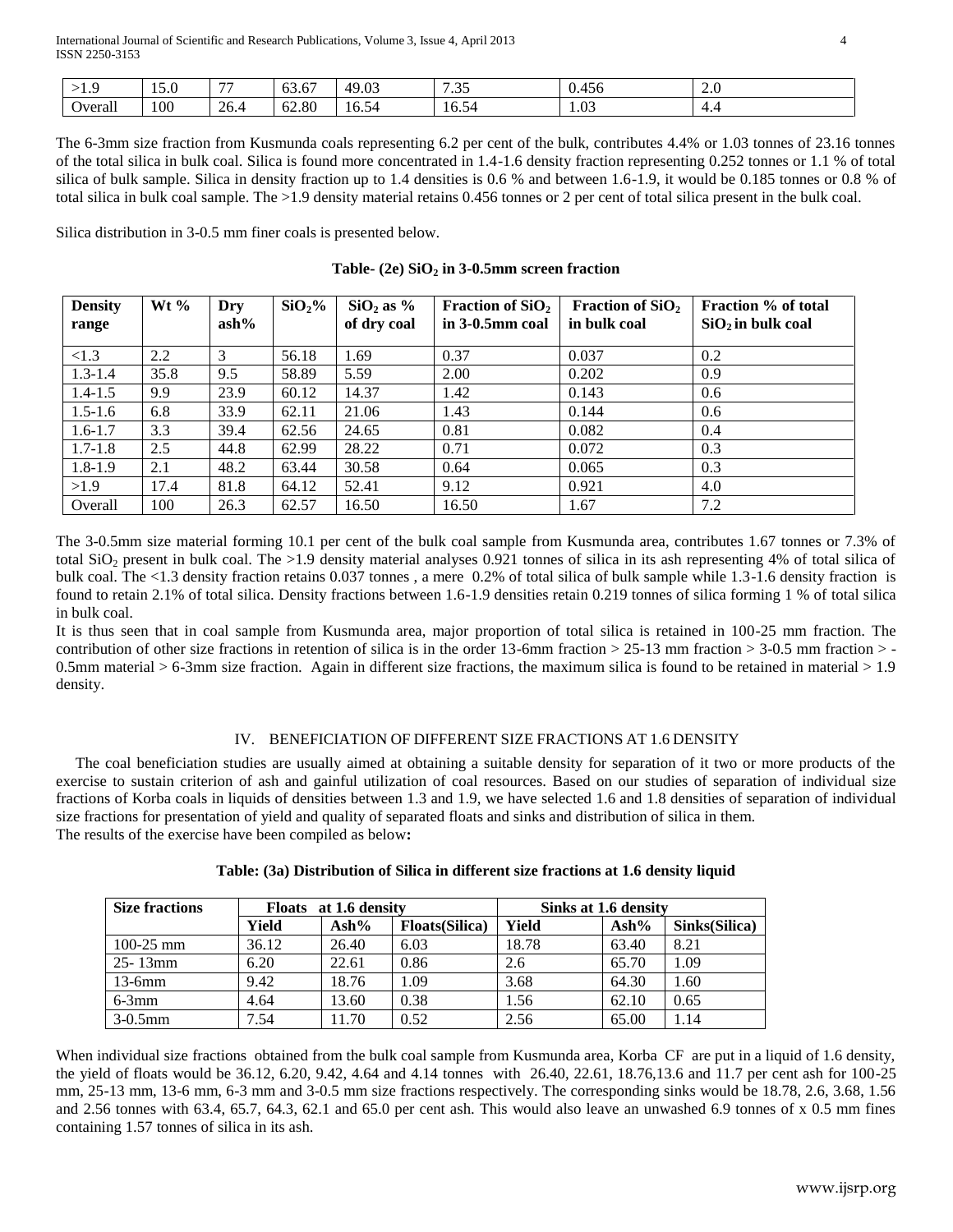| >1.9 | 15.0 | 77 | 63.67 | 49.03 | 7.35 | 0.456 | 2.0 |
|---|---|---|---|---|---|---|---|
| Overall | 100 | 26.4 | 62.80 | 16.54 | 16.54 | 1.03 | 4.4 |

The 6-3mm size fraction from Kusmunda coals representing 6.2 per cent of the bulk, contributes 4.4% or 1.03 tonnes of 23.16 tonnes of the total silica in bulk coal. Silica is found more concentrated in 1.4-1.6 density fraction representing 0.252 tonnes or 1.1 % of total silica of bulk sample. Silica in density fraction up to 1.4 densities is 0.6 % and between 1.6-1.9, it would be 0.185 tonnes or 0.8 % of total silica in bulk coal sample. The >1.9 density material retains 0.456 tonnes or 2 per cent of total silica present in the bulk coal.

Silica distribution in 3-0.5 mm finer coals is presented below.

**Table- (2e) $SiO_2$ in 3-0.5mm screen fraction**

| Density range | Wt % | Dry ash% | $SiO_2$% | $SiO_2$ as % of dry coal | Fraction of $SiO_2$ in 3-0.5mm coal | Fraction of $SiO_2$ in bulk coal | Fraction % of total $SiO_2$ in bulk coal |
|---|---|---|---|---|---|---|---|
| <1.3 | 2.2 | 3 | 56.18 | 1.69 | 0.37 | 0.037 | 0.2 |
| 1.3-1.4 | 35.8 | 9.5 | 58.89 | 5.59 | 2.00 | 0.202 | 0.9 |
| 1.4-1.5 | 9.9 | 23.9 | 60.12 | 14.37 | 1.42 | 0.143 | 0.6 |
| 1.5-1.6 | 6.8 | 33.9 | 62.11 | 21.06 | 1.43 | 0.144 | 0.6 |
| 1.6-1.7 | 3.3 | 39.4 | 62.56 | 24.65 | 0.81 | 0.082 | 0.4 |
| 1.7-1.8 | 2.5 | 44.8 | 62.99 | 28.22 | 0.71 | 0.072 | 0.3 |
| 1.8-1.9 | 2.1 | 48.2 | 63.44 | 30.58 | 0.64 | 0.065 | 0.3 |
| >1.9 | 17.4 | 81.8 | 64.12 | 52.41 | 9.12 | 0.921 | 4.0 |
| Overall | 100 | 26.3 | 62.57 | 16.50 | 16.50 | 1.67 | 7.2 |

The 3-0.5mm size material forming 10.1 per cent of the bulk coal sample from Kusmunda area, contributes 1.67 tonnes or 7.3% of total $SiO_2$ present in bulk coal. The >1.9 density material analyses 0.921 tonnes of silica in its ash representing 4% of total silica of bulk coal. The <1.3 density fraction retains 0.037 tonnes , a mere 0.2% of total silica of bulk sample while 1.3-1.6 density fraction is found to retain 2.1% of total silica. Density fractions between 1.6-1.9 densities retain 0.219 tonnes of silica forming 1 % of total silica in bulk coal.

It is thus seen that in coal sample from Kusmunda area, major proportion of total silica is retained in 100-25 mm fraction. The contribution of other size fractions in retention of silica is in the order 13-6mm fraction > 25-13 mm fraction > 3-0.5 mm fraction > -0.5mm material > 6-3mm size fraction. Again in different size fractions, the maximum silica is found to be retained in material > 1.9 density.

## IV. BENEFICIATION OF DIFFERENT SIZE FRACTIONS AT 1.6 DENSITY

The coal beneficiation studies are usually aimed at obtaining a suitable density for separation of it two or more products of the exercise to sustain criterion of ash and gainful utilization of coal resources. Based on our studies of separation of individual size fractions of Korba coals in liquids of densities between 1.3 and 1.9, we have selected 1.6 and 1.8 densities of separation of individual size fractions for presentation of yield and quality of separated floats and sinks and distribution of silica in them.
The results of the exercise have been compiled as below**:**

**Table: (3a) Distribution of Silica in different size fractions at 1.6 density liquid**

| Size fractions | Floats at 1.6 density | | | Sinks at 1.6 density | | |
|---|---|---|---|---|---|---|
| | Yield | Ash% | Floats(Silica) | Yield | Ash% | Sinks(Silica) |
| 100-25 mm | 36.12 | 26.40 | 6.03 | 18.78 | 63.40 | 8.21 |
| 25- 13mm | 6.20 | 22.61 | 0.86 | 2.6 | 65.70 | 1.09 |
| 13-6mm | 9.42 | 18.76 | 1.09 | 3.68 | 64.30 | 1.60 |
| 6-3mm | 4.64 | 13.60 | 0.38 | 1.56 | 62.10 | 0.65 |
| 3-0.5mm | 7.54 | 11.70 | 0.52 | 2.56 | 65.00 | 1.14 |

When individual size fractions obtained from the bulk coal sample from Kusmunda area, Korba CF are put in a liquid of 1.6 density, the yield of floats would be 36.12, 6.20, 9.42, 4.64 and 4.14 tonnes with 26.40, 22.61, 18.76,13.6 and 11.7 per cent ash for 100-25 mm, 25-13 mm, 13-6 mm, 6-3 mm and 3-0.5 mm size fractions respectively. The corresponding sinks would be 18.78, 2.6, 3.68, 1.56 and 2.56 tonnes with 63.4, 65.7, 64.3, 62.1 and 65.0 per cent ash. This would also leave an unwashed 6.9 tonnes of x 0.5 mm fines containing 1.57 tonnes of silica in its ash.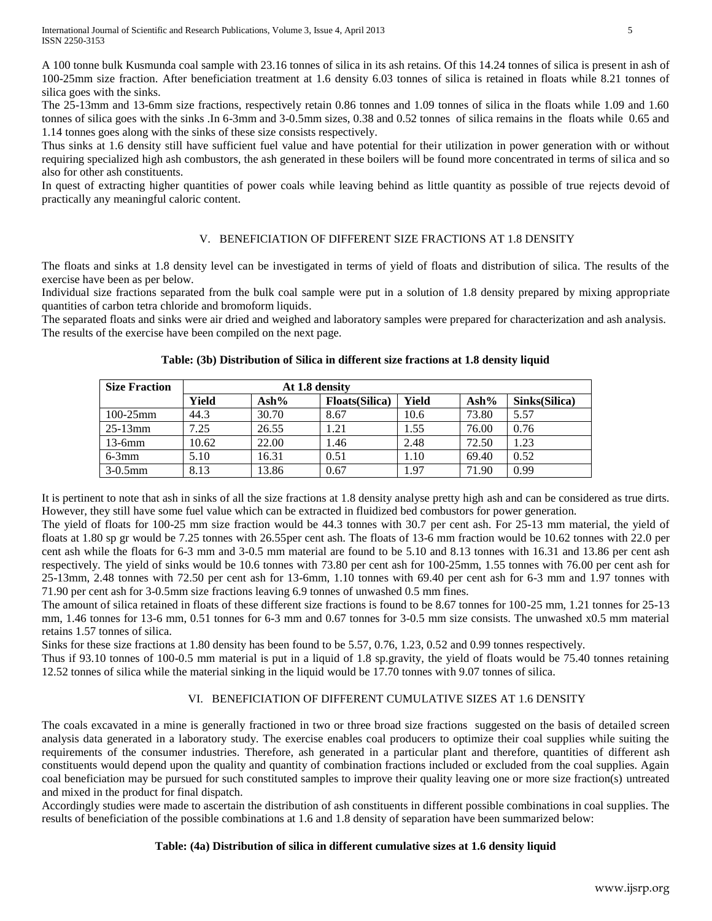A 100 tonne bulk Kusmunda coal sample with 23.16 tonnes of silica in its ash retains. Of this 14.24 tonnes of silica is present in ash of 100-25mm size fraction. After beneficiation treatment at 1.6 density 6.03 tonnes of silica is retained in floats while 8.21 tonnes of silica goes with the sinks.

The 25-13mm and 13-6mm size fractions, respectively retain 0.86 tonnes and 1.09 tonnes of silica in the floats while 1.09 and 1.60 tonnes of silica goes with the sinks .In 6-3mm and 3-0.5mm sizes, 0.38 and 0.52 tonnes of silica remains in the floats while 0.65 and 1.14 tonnes goes along with the sinks of these size consists respectively.

Thus sinks at 1.6 density still have sufficient fuel value and have potential for their utilization in power generation with or without requiring specialized high ash combustors, the ash generated in these boilers will be found more concentrated in terms of silica and so also for other ash constituents.

In quest of extracting higher quantities of power coals while leaving behind as little quantity as possible of true rejects devoid of practically any meaningful caloric content.

## V. BENEFICIATION OF DIFFERENT SIZE FRACTIONS AT 1.8 DENSITY

The floats and sinks at 1.8 density level can be investigated in terms of yield of floats and distribution of silica. The results of the exercise have been as per below.

Individual size fractions separated from the bulk coal sample were put in a solution of 1.8 density prepared by mixing appropriate quantities of carbon tetra chloride and bromoform liquids.

The separated floats and sinks were air dried and weighed and laboratory samples were prepared for characterization and ash analysis. The results of the exercise have been compiled on the next page.

**Table: (3b) Distribution of Silica in different size fractions at 1.8 density liquid**

| Size Fraction | At 1.8 density | | | | | |
|---|---|---|---|---|---|---|
| | Yield | Ash% | Floats(Silica) | Yield | Ash% | Sinks(Silica) |
| 100-25mm | 44.3 | 30.70 | 8.67 | 10.6 | 73.80 | 5.57 |
| 25-13mm | 7.25 | 26.55 | 1.21 | 1.55 | 76.00 | 0.76 |
| 13-6mm | 10.62 | 22.00 | 1.46 | 2.48 | 72.50 | 1.23 |
| 6-3mm | 5.10 | 16.31 | 0.51 | 1.10 | 69.40 | 0.52 |
| 3-0.5mm | 8.13 | 13.86 | 0.67 | 1.97 | 71.90 | 0.99 |

It is pertinent to note that ash in sinks of all the size fractions at 1.8 density analyse pretty high ash and can be considered as true dirts. However, they still have some fuel value which can be extracted in fluidized bed combustors for power generation.

The yield of floats for 100-25 mm size fraction would be 44.3 tonnes with 30.7 per cent ash. For 25-13 mm material, the yield of floats at 1.80 sp gr would be 7.25 tonnes with 26.55per cent ash. The floats of 13-6 mm fraction would be 10.62 tonnes with 22.0 per cent ash while the floats for 6-3 mm and 3-0.5 mm material are found to be 5.10 and 8.13 tonnes with 16.31 and 13.86 per cent ash respectively. The yield of sinks would be 10.6 tonnes with 73.80 per cent ash for 100-25mm, 1.55 tonnes with 76.00 per cent ash for 25-13mm, 2.48 tonnes with 72.50 per cent ash for 13-6mm, 1.10 tonnes with 69.40 per cent ash for 6-3 mm and 1.97 tonnes with 71.90 per cent ash for 3-0.5mm size fractions leaving 6.9 tonnes of unwashed 0.5 mm fines.

The amount of silica retained in floats of these different size fractions is found to be 8.67 tonnes for 100-25 mm, 1.21 tonnes for 25-13 mm, 1.46 tonnes for 13-6 mm, 0.51 tonnes for 6-3 mm and 0.67 tonnes for 3-0.5 mm size consists. The unwashed x0.5 mm material retains 1.57 tonnes of silica.

Sinks for these size fractions at 1.80 density has been found to be 5.57, 0.76, 1.23, 0.52 and 0.99 tonnes respectively.

Thus if 93.10 tonnes of 100-0.5 mm material is put in a liquid of 1.8 sp.gravity, the yield of floats would be 75.40 tonnes retaining 12.52 tonnes of silica while the material sinking in the liquid would be 17.70 tonnes with 9.07 tonnes of silica.

## VI. BENEFICIATION OF DIFFERENT CUMULATIVE SIZES AT 1.6 DENSITY

The coals excavated in a mine is generally fractioned in two or three broad size fractions suggested on the basis of detailed screen analysis data generated in a laboratory study. The exercise enables coal producers to optimize their coal supplies while suiting the requirements of the consumer industries. Therefore, ash generated in a particular plant and therefore, quantities of different ash constituents would depend upon the quality and quantity of combination fractions included or excluded from the coal supplies. Again coal beneficiation may be pursued for such constituted samples to improve their quality leaving one or more size fraction(s) untreated and mixed in the product for final dispatch.

Accordingly studies were made to ascertain the distribution of ash constituents in different possible combinations in coal supplies. The results of beneficiation of the possible combinations at 1.6 and 1.8 density of separation have been summarized below:

**Table: (4a) Distribution of silica in different cumulative sizes at 1.6 density liquid**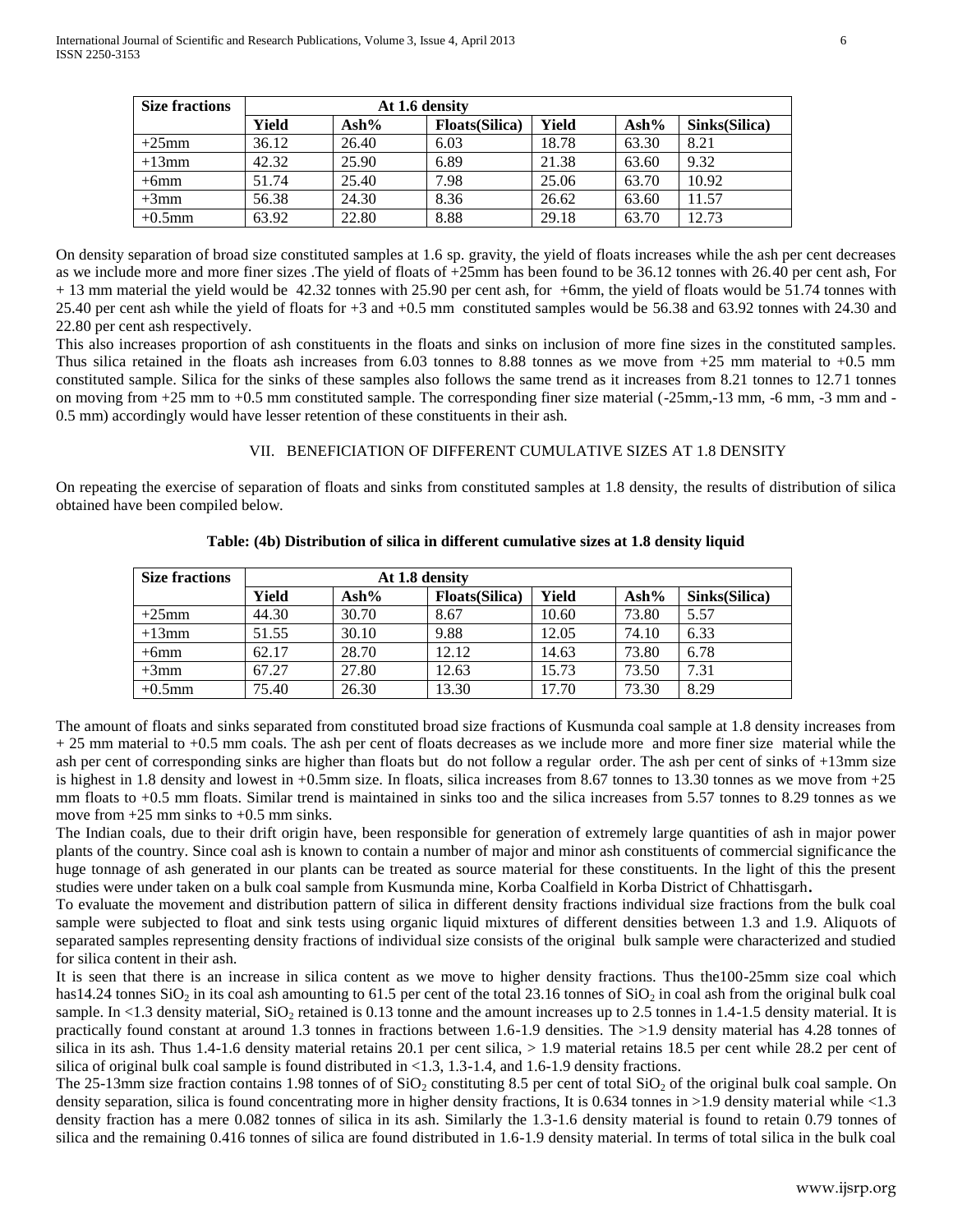| Size fractions | At 1.6 density | | | | | |
|---|---|---|---|---|---|---|
| | Yield | Ash% | Floats(Silica) | Yield | Ash% | Sinks(Silica) |
| +25mm | 36.12 | 26.40 | 6.03 | 18.78 | 63.30 | 8.21 |
| +13mm | 42.32 | 25.90 | 6.89 | 21.38 | 63.60 | 9.32 |
| +6mm | 51.74 | 25.40 | 7.98 | 25.06 | 63.70 | 10.92 |
| +3mm | 56.38 | 24.30 | 8.36 | 26.62 | 63.60 | 11.57 |
| +0.5mm | 63.92 | 22.80 | 8.88 | 29.18 | 63.70 | 12.73 |

On density separation of broad size constituted samples at 1.6 sp. gravity, the yield of floats increases while the ash per cent decreases as we include more and more finer sizes .The yield of floats of +25mm has been found to be 36.12 tonnes with 26.40 per cent ash, For + 13 mm material the yield would be 42.32 tonnes with 25.90 per cent ash, for +6mm, the yield of floats would be 51.74 tonnes with 25.40 per cent ash while the yield of floats for +3 and +0.5 mm constituted samples would be 56.38 and 63.92 tonnes with 24.30 and 22.80 per cent ash respectively.

This also increases proportion of ash constituents in the floats and sinks on inclusion of more fine sizes in the constituted samples. Thus silica retained in the floats ash increases from 6.03 tonnes to 8.88 tonnes as we move from +25 mm material to +0.5 mm constituted sample. Silica for the sinks of these samples also follows the same trend as it increases from 8.21 tonnes to 12.71 tonnes on moving from +25 mm to +0.5 mm constituted sample. The corresponding finer size material (-25mm,-13 mm, -6 mm, -3 mm and -0.5 mm) accordingly would have lesser retention of these constituents in their ash.

## VII. Beneficiation of Different Cumulative Sizes at 1.8 Density

On repeating the exercise of separation of floats and sinks from constituted samples at 1.8 density, the results of distribution of silica obtained have been compiled below.

**Table: (4b) Distribution of silica in different cumulative sizes at 1.8 density liquid**

| Size fractions | At 1.8 density | | | | | |
|---|---|---|---|---|---|---|
| | Yield | Ash% | Floats(Silica) | Yield | Ash% | Sinks(Silica) |
| +25mm | 44.30 | 30.70 | 8.67 | 10.60 | 73.80 | 5.57 |
| +13mm | 51.55 | 30.10 | 9.88 | 12.05 | 74.10 | 6.33 |
| +6mm | 62.17 | 28.70 | 12.12 | 14.63 | 73.80 | 6.78 |
| +3mm | 67.27 | 27.80 | 12.63 | 15.73 | 73.50 | 7.31 |
| +0.5mm | 75.40 | 26.30 | 13.30 | 17.70 | 73.30 | 8.29 |

The amount of floats and sinks separated from constituted broad size fractions of Kusmunda coal sample at 1.8 density increases from + 25 mm material to +0.5 mm coals. The ash per cent of floats decreases as we include more and more finer size material while the ash per cent of corresponding sinks are higher than floats but do not follow a regular order. The ash per cent of sinks of +13mm size is highest in 1.8 density and lowest in +0.5mm size. In floats, silica increases from 8.67 tonnes to 13.30 tonnes as we move from +25 mm floats to +0.5 mm floats. Similar trend is maintained in sinks too and the silica increases from 5.57 tonnes to 8.29 tonnes as we move from +25 mm sinks to +0.5 mm sinks.

The Indian coals, due to their drift origin have, been responsible for generation of extremely large quantities of ash in major power plants of the country. Since coal ash is known to contain a number of major and minor ash constituents of commercial significance the huge tonnage of ash generated in our plants can be treated as source material for these constituents. In the light of this the present studies were under taken on a bulk coal sample from Kusmunda mine, Korba Coalfield in Korba District of Chhattisgarh**.**

To evaluate the movement and distribution pattern of silica in different density fractions individual size fractions from the bulk coal sample were subjected to float and sink tests using organic liquid mixtures of different densities between 1.3 and 1.9. Aliquots of separated samples representing density fractions of individual size consists of the original bulk sample were characterized and studied for silica content in their ash.

It is seen that there is an increase in silica content as we move to higher density fractions. Thus the100-25mm size coal which has14.24 tonnes $SiO_2$ in its coal ash amounting to 61.5 per cent of the total 23.16 tonnes of $SiO_2$ in coal ash from the original bulk coal sample. In <1.3 density material, $SiO_2$ retained is 0.13 tonne and the amount increases up to 2.5 tonnes in 1.4-1.5 density material. It is practically found constant at around 1.3 tonnes in fractions between 1.6-1.9 densities. The >1.9 density material has 4.28 tonnes of silica in its ash. Thus 1.4-1.6 density material retains 20.1 per cent silica, > 1.9 material retains 18.5 per cent while 28.2 per cent of silica of original bulk coal sample is found distributed in <1.3, 1.3-1.4, and 1.6-1.9 density fractions.

The 25-13mm size fraction contains 1.98 tonnes of of $SiO_2$ constituting 8.5 per cent of total $SiO_2$ of the original bulk coal sample. On density separation, silica is found concentrating more in higher density fractions, It is 0.634 tonnes in >1.9 density material while <1.3 density fraction has a mere 0.082 tonnes of silica in its ash. Similarly the 1.3-1.6 density material is found to retain 0.79 tonnes of silica and the remaining 0.416 tonnes of silica are found distributed in 1.6-1.9 density material. In terms of total silica in the bulk coal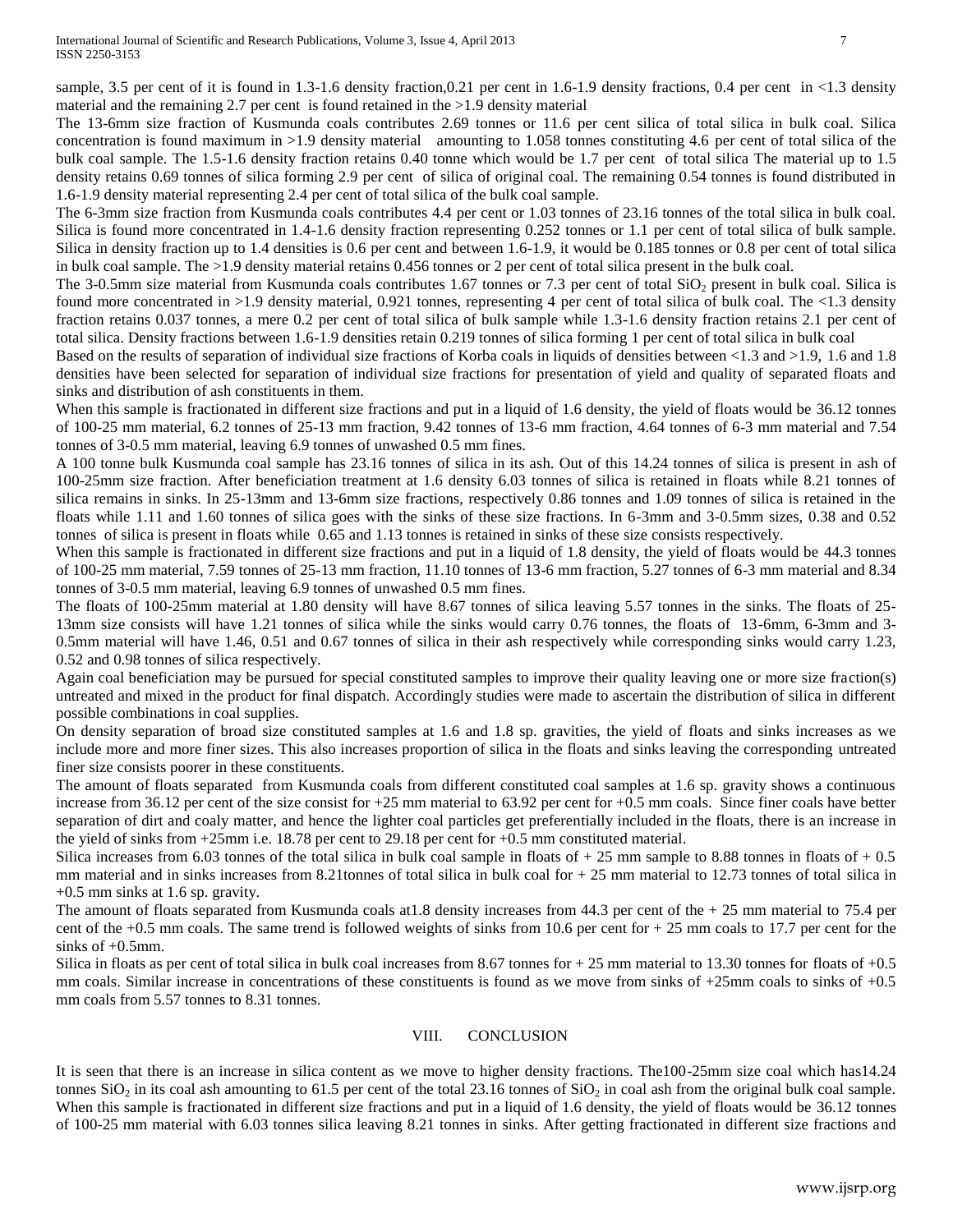sample, 3.5 per cent of it is found in 1.3-1.6 density fraction,0.21 per cent in 1.6-1.9 density fractions, 0.4 per cent in <1.3 density material and the remaining 2.7 per cent is found retained in the >1.9 density material

The 13-6mm size fraction of Kusmunda coals contributes 2.69 tonnes or 11.6 per cent silica of total silica in bulk coal. Silica concentration is found maximum in >1.9 density material amounting to 1.058 tonnes constituting 4.6 per cent of total silica of the bulk coal sample. The 1.5-1.6 density fraction retains 0.40 tonne which would be 1.7 per cent of total silica The material up to 1.5 density retains 0.69 tonnes of silica forming 2.9 per cent of silica of original coal. The remaining 0.54 tonnes is found distributed in 1.6-1.9 density material representing 2.4 per cent of total silica of the bulk coal sample.

The 6-3mm size fraction from Kusmunda coals contributes 4.4 per cent or 1.03 tonnes of 23.16 tonnes of the total silica in bulk coal. Silica is found more concentrated in 1.4-1.6 density fraction representing 0.252 tonnes or 1.1 per cent of total silica of bulk sample. Silica in density fraction up to 1.4 densities is 0.6 per cent and between 1.6-1.9, it would be 0.185 tonnes or 0.8 per cent of total silica in bulk coal sample. The >1.9 density material retains 0.456 tonnes or 2 per cent of total silica present in the bulk coal.

The 3-0.5mm size material from Kusmunda coals contributes 1.67 tonnes or 7.3 per cent of total $SiO_2$ present in bulk coal. Silica is found more concentrated in >1.9 density material, 0.921 tonnes, representing 4 per cent of total silica of bulk coal. The <1.3 density fraction retains 0.037 tonnes, a mere 0.2 per cent of total silica of bulk sample while 1.3-1.6 density fraction retains 2.1 per cent of total silica. Density fractions between 1.6-1.9 densities retain 0.219 tonnes of silica forming 1 per cent of total silica in bulk coal

Based on the results of separation of individual size fractions of Korba coals in liquids of densities between <1.3 and >1.9, 1.6 and 1.8 densities have been selected for separation of individual size fractions for presentation of yield and quality of separated floats and sinks and distribution of ash constituents in them.

When this sample is fractionated in different size fractions and put in a liquid of 1.6 density, the yield of floats would be 36.12 tonnes of 100-25 mm material, 6.2 tonnes of 25-13 mm fraction, 9.42 tonnes of 13-6 mm fraction, 4.64 tonnes of 6-3 mm material and 7.54 tonnes of 3-0.5 mm material, leaving 6.9 tonnes of unwashed 0.5 mm fines.

A 100 tonne bulk Kusmunda coal sample has 23.16 tonnes of silica in its ash. Out of this 14.24 tonnes of silica is present in ash of 100-25mm size fraction. After beneficiation treatment at 1.6 density 6.03 tonnes of silica is retained in floats while 8.21 tonnes of silica remains in sinks. In 25-13mm and 13-6mm size fractions, respectively 0.86 tonnes and 1.09 tonnes of silica is retained in the floats while 1.11 and 1.60 tonnes of silica goes with the sinks of these size fractions. In 6-3mm and 3-0.5mm sizes, 0.38 and 0.52 tonnes of silica is present in floats while 0.65 and 1.13 tonnes is retained in sinks of these size consists respectively.

When this sample is fractionated in different size fractions and put in a liquid of 1.8 density, the yield of floats would be 44.3 tonnes of 100-25 mm material, 7.59 tonnes of 25-13 mm fraction, 11.10 tonnes of 13-6 mm fraction, 5.27 tonnes of 6-3 mm material and 8.34 tonnes of 3-0.5 mm material, leaving 6.9 tonnes of unwashed 0.5 mm fines.

The floats of 100-25mm material at 1.80 density will have 8.67 tonnes of silica leaving 5.57 tonnes in the sinks. The floats of 25-13mm size consists will have 1.21 tonnes of silica while the sinks would carry 0.76 tonnes, the floats of 13-6mm, 6-3mm and 3-0.5mm material will have 1.46, 0.51 and 0.67 tonnes of silica in their ash respectively while corresponding sinks would carry 1.23, 0.52 and 0.98 tonnes of silica respectively.

Again coal beneficiation may be pursued for special constituted samples to improve their quality leaving one or more size fraction(s) untreated and mixed in the product for final dispatch. Accordingly studies were made to ascertain the distribution of silica in different possible combinations in coal supplies.

On density separation of broad size constituted samples at 1.6 and 1.8 sp. gravities, the yield of floats and sinks increases as we include more and more finer sizes. This also increases proportion of silica in the floats and sinks leaving the corresponding untreated finer size consists poorer in these constituents.

The amount of floats separated from Kusmunda coals from different constituted coal samples at 1.6 sp. gravity shows a continuous increase from 36.12 per cent of the size consist for +25 mm material to 63.92 per cent for +0.5 mm coals. Since finer coals have better separation of dirt and coaly matter, and hence the lighter coal particles get preferentially included in the floats, there is an increase in the yield of sinks from +25mm i.e. 18.78 per cent to 29.18 per cent for +0.5 mm constituted material.

Silica increases from 6.03 tonnes of the total silica in bulk coal sample in floats of + 25 mm sample to 8.88 tonnes in floats of + 0.5 mm material and in sinks increases from 8.21tonnes of total silica in bulk coal for + 25 mm material to 12.73 tonnes of total silica in +0.5 mm sinks at 1.6 sp. gravity.

The amount of floats separated from Kusmunda coals at1.8 density increases from 44.3 per cent of the + 25 mm material to 75.4 per cent of the +0.5 mm coals. The same trend is followed weights of sinks from 10.6 per cent for + 25 mm coals to 17.7 per cent for the sinks of +0.5mm.

Silica in floats as per cent of total silica in bulk coal increases from 8.67 tonnes for + 25 mm material to 13.30 tonnes for floats of +0.5 mm coals. Similar increase in concentrations of these constituents is found as we move from sinks of +25mm coals to sinks of +0.5 mm coals from 5.57 tonnes to 8.31 tonnes.

## VIII. CONCLUSION

It is seen that there is an increase in silica content as we move to higher density fractions. The100-25mm size coal which has14.24 tonnes $SiO_2$ in its coal ash amounting to 61.5 per cent of the total 23.16 tonnes of $SiO_2$ in coal ash from the original bulk coal sample. When this sample is fractionated in different size fractions and put in a liquid of 1.6 density, the yield of floats would be 36.12 tonnes of 100-25 mm material with 6.03 tonnes silica leaving 8.21 tonnes in sinks. After getting fractionated in different size fractions and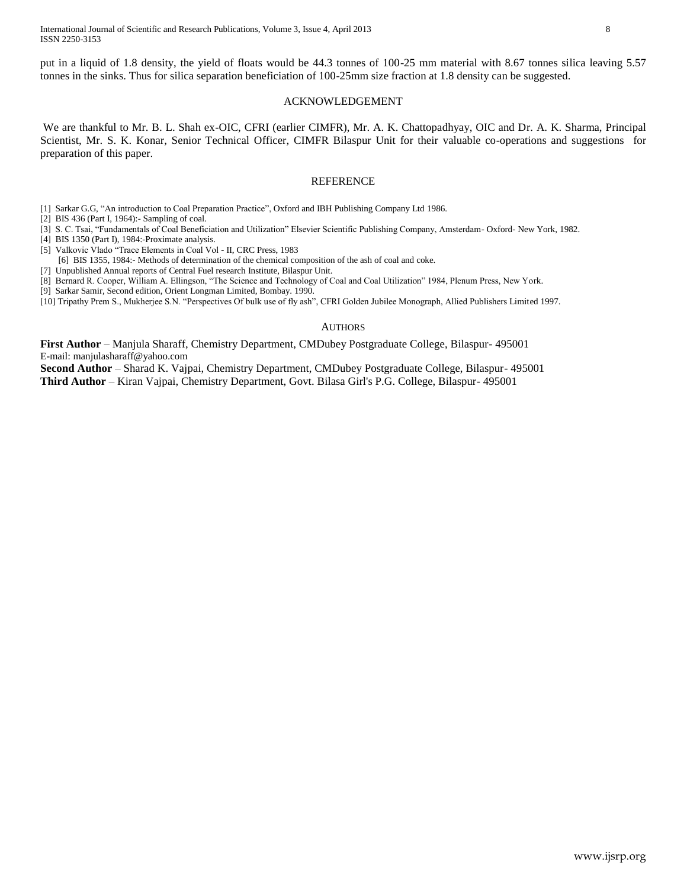put in a liquid of 1.8 density, the yield of floats would be 44.3 tonnes of 100-25 mm material with 8.67 tonnes silica leaving 5.57 tonnes in the sinks. Thus for silica separation beneficiation of 100-25mm size fraction at 1.8 density can be suggested.

## ACKNOWLEDGEMENT

We are thankful to Mr. B. L. Shah ex-OIC, CFRI (earlier CIMFR), Mr. A. K. Chattopadhyay, OIC and Dr. A. K. Sharma, Principal Scientist, Mr. S. K. Konar, Senior Technical Officer, CIMFR Bilaspur Unit for their valuable co-operations and suggestions for preparation of this paper.

## REFERENCE

[1] Sarkar G.G, "An introduction to Coal Preparation Practice", Oxford and IBH Publishing Company Ltd 1986.
[2] BIS 436 (Part I, 1964):- Sampling of coal.
[3] S. C. Tsai, "Fundamentals of Coal Beneficiation and Utilization" Elsevier Scientific Publishing Company, Amsterdam- Oxford- New York, 1982.
[4] BIS 1350 (Part I), 1984:-Proximate analysis.
[5] Valkovic Vlado "Trace Elements in Coal Vol - II, CRC Press, 1983
[6] BIS 1355, 1984:- Methods of determination of the chemical composition of the ash of coal and coke.
[7] Unpublished Annual reports of Central Fuel research Institute, Bilaspur Unit.
[8] Bernard R. Cooper, William A. Ellingson, "The Science and Technology of Coal and Coal Utilization" 1984, Plenum Press, New York.
[9] Sarkar Samir, Second edition, Orient Longman Limited, Bombay. 1990.
[10] Tripathy Prem S., Mukherjee S.N. "Perspectives Of bulk use of fly ash", CFRI Golden Jubilee Monograph, Allied Publishers Limited 1997.

## AUTHORS

**First Author** – Manjula Sharaff, Chemistry Department, CMDubey Postgraduate College, Bilaspur- 495001
E-mail: manjulasharaff@yahoo.com
**Second Author** – Sharad K. Vajpai, Chemistry Department, CMDubey Postgraduate College, Bilaspur- 495001
**Third Author** – Kiran Vajpai, Chemistry Department, Govt. Bilasa Girl's P.G. College, Bilaspur- 495001